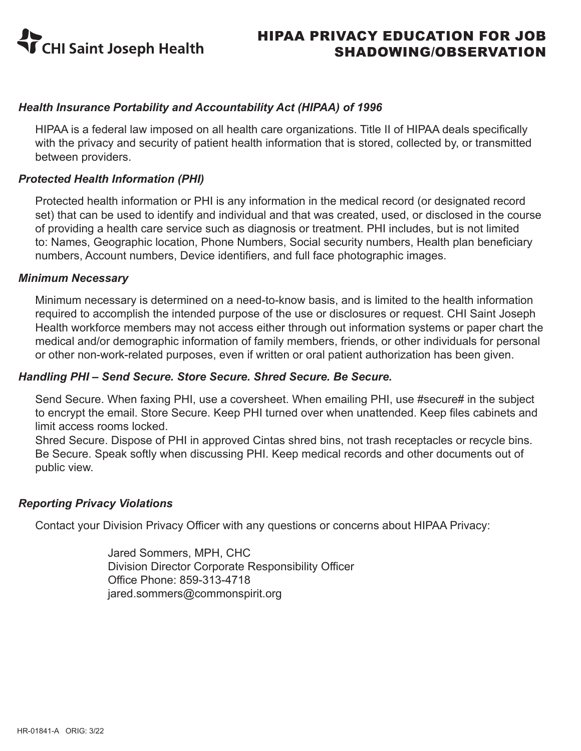CHI Saint Joseph Health

# HIPAA PRIVACY EDUCATION FOR JOB SHADOWING/OBSERVATION

### *Health Insurance Portability and Accountability Act (HIPAA) of 1996*

HIPAA is a federal law imposed on all health care organizations. Title II of HIPAA deals specifically with the privacy and security of patient health information that is stored, collected by, or transmitted between providers.

### *Protected Health Information (PHI)*

Protected health information or PHI is any information in the medical record (or designated record set) that can be used to identify and individual and that was created, used, or disclosed in the course of providing a health care service such as diagnosis or treatment. PHI includes, but is not limited to: Names, Geographic location, Phone Numbers, Social security numbers, Health plan beneficiary numbers, Account numbers, Device identifiers, and full face photographic images.

### *Minimum Necessary*

Minimum necessary is determined on a need-to-know basis, and is limited to the health information required to accomplish the intended purpose of the use or disclosures or request. CHI Saint Joseph Health workforce members may not access either through out information systems or paper chart the medical and/or demographic information of family members, friends, or other individuals for personal or other non-work-related purposes, even if written or oral patient authorization has been given.

### *Handling PHI – Send Secure. Store Secure. Shred Secure. Be Secure.*

Send Secure. When faxing PHI, use a coversheet. When emailing PHI, use #secure# in the subject to encrypt the email. Store Secure. Keep PHI turned over when unattended. Keep files cabinets and limit access rooms locked.
Shred Secure. Dispose of PHI in approved Cintas shred bins, not trash receptacles or recycle bins. Be Secure. Speak softly when discussing PHI. Keep medical records and other documents out of public view.

### *Reporting Privacy Violations*

Contact your Division Privacy Officer with any questions or concerns about HIPAA Privacy:

Jared Sommers, MPH, CHC
Division Director Corporate Responsibility Officer
Office Phone: 859-313-4718
jared.sommers@commonspirit.org

HR-01841-A ORIG: 3/22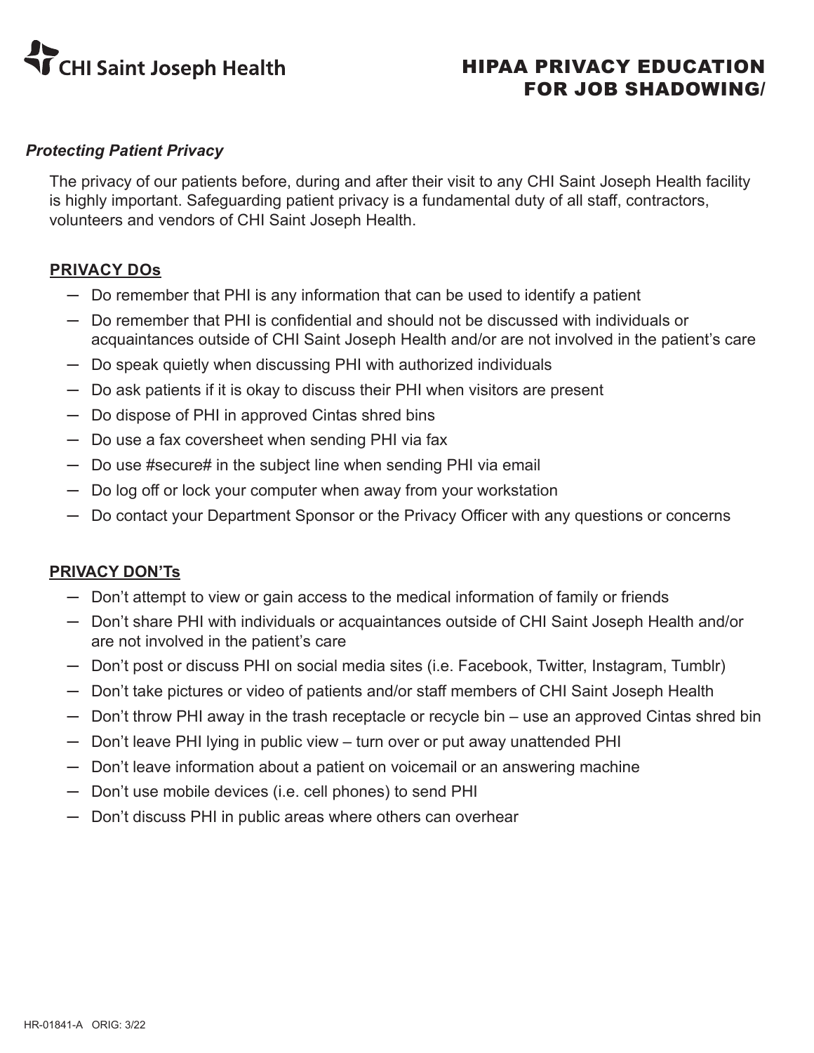CHI Saint Joseph Health

# HIPAA PRIVACY EDUCATION FOR JOB SHADOWING/

***Protecting Patient Privacy***

The privacy of our patients before, during and after their visit to any CHI Saint Joseph Health facility is highly important. Safeguarding patient privacy is a fundamental duty of all staff, contractors, volunteers and vendors of CHI Saint Joseph Health.

## PRIVACY DOs

- Do remember that PHI is any information that can be used to identify a patient
- Do remember that PHI is confidential and should not be discussed with individuals or acquaintances outside of CHI Saint Joseph Health and/or are not involved in the patient's care
- Do speak quietly when discussing PHI with authorized individuals
- Do ask patients if it is okay to discuss their PHI when visitors are present
- Do dispose of PHI in approved Cintas shred bins
- Do use a fax coversheet when sending PHI via fax
- Do use #secure# in the subject line when sending PHI via email
- Do log off or lock your computer when away from your workstation
- Do contact your Department Sponsor or the Privacy Officer with any questions or concerns

## PRIVACY DON'Ts

- Don't attempt to view or gain access to the medical information of family or friends
- Don't share PHI with individuals or acquaintances outside of CHI Saint Joseph Health and/or are not involved in the patient's care
- Don't post or discuss PHI on social media sites (i.e. Facebook, Twitter, Instagram, Tumblr)
- Don't take pictures or video of patients and/or staff members of CHI Saint Joseph Health
- Don't throw PHI away in the trash receptacle or recycle bin – use an approved Cintas shred bin
- Don't leave PHI lying in public view – turn over or put away unattended PHI
- Don't leave information about a patient on voicemail or an answering machine
- Don't use mobile devices (i.e. cell phones) to send PHI
- Don't discuss PHI in public areas where others can overhear

HR-01841-A ORIG: 3/22